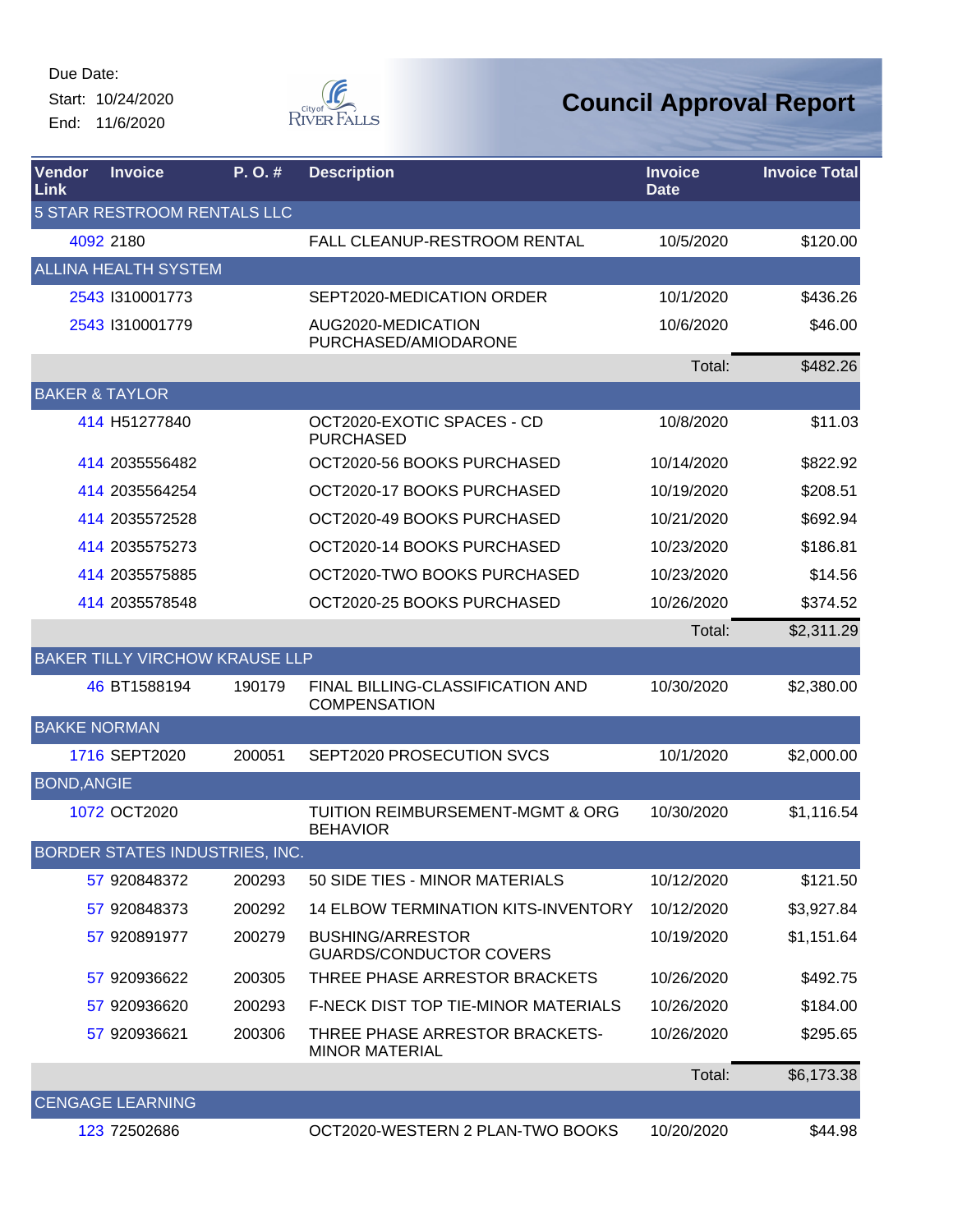Due Date:
Start: 10/24/2020
End: 11/6/2020

City of River Falls

# Council Approval Report

| Vendor Link | Invoice | P. O. # | Description | Invoice Date | Invoice Total |
|---|---|---|---|---|---|
| 5 STAR RESTROOM RENTALS LLC | | | | | |
| 4092 | 2180 | | FALL CLEANUP-RESTROOM RENTAL | 10/5/2020 | $120.00 |
| ALLINA HEALTH SYSTEM | | | | | |
| 2543 | I310001773 | | SEPT2020-MEDICATION ORDER | 10/1/2020 | $436.26 |
| 2543 | I310001779 | | AUG2020-MEDICATION PURCHASED/AMIODARONE | 10/6/2020 | $46.00 |
| | | | | Total: | $482.26 |
| BAKER & TAYLOR | | | | | |
| 414 | H51277840 | | OCT2020-EXOTIC SPACES - CD PURCHASED | 10/8/2020 | $11.03 |
| 414 | 2035556482 | | OCT2020-56 BOOKS PURCHASED | 10/14/2020 | $822.92 |
| 414 | 2035564254 | | OCT2020-17 BOOKS PURCHASED | 10/19/2020 | $208.51 |
| 414 | 2035572528 | | OCT2020-49 BOOKS PURCHASED | 10/21/2020 | $692.94 |
| 414 | 2035575273 | | OCT2020-14 BOOKS PURCHASED | 10/23/2020 | $186.81 |
| 414 | 2035575885 | | OCT2020-TWO BOOKS PURCHASED | 10/23/2020 | $14.56 |
| 414 | 2035578548 | | OCT2020-25 BOOKS PURCHASED | 10/26/2020 | $374.52 |
| | | | | Total: | $2,311.29 |
| BAKER TILLY VIRCHOW KRAUSE LLP | | | | | |
| 46 | BT1588194 | 190179 | FINAL BILLING-CLASSIFICATION AND COMPENSATION | 10/30/2020 | $2,380.00 |
| BAKKE NORMAN | | | | | |
| 1716 | SEPT2020 | 200051 | SEPT2020 PROSECUTION SVCS | 10/1/2020 | $2,000.00 |
| BOND,ANGIE | | | | | |
| 1072 | OCT2020 | | TUITION REIMBURSEMENT-MGMT & ORG BEHAVIOR | 10/30/2020 | $1,116.54 |
| BORDER STATES INDUSTRIES, INC. | | | | | |
| 57 | 920848372 | 200293 | 50 SIDE TIES - MINOR MATERIALS | 10/12/2020 | $121.50 |
| 57 | 920848373 | 200292 | 14 ELBOW TERMINATION KITS-INVENTORY | 10/12/2020 | $3,927.84 |
| 57 | 920891977 | 200279 | BUSHING/ARRESTOR GUARDS/CONDUCTOR COVERS | 10/19/2020 | $1,151.64 |
| 57 | 920936622 | 200305 | THREE PHASE ARRESTOR BRACKETS | 10/26/2020 | $492.75 |
| 57 | 920936620 | 200293 | F-NECK DIST TOP TIE-MINOR MATERIALS | 10/26/2020 | $184.00 |
| 57 | 920936621 | 200306 | THREE PHASE ARRESTOR BRACKETS-MINOR MATERIAL | 10/26/2020 | $295.65 |
| | | | | Total: | $6,173.38 |
| CENGAGE LEARNING | | | | | |
| 123 | 72502686 | | OCT2020-WESTERN 2 PLAN-TWO BOOKS | 10/20/2020 | $44.98 |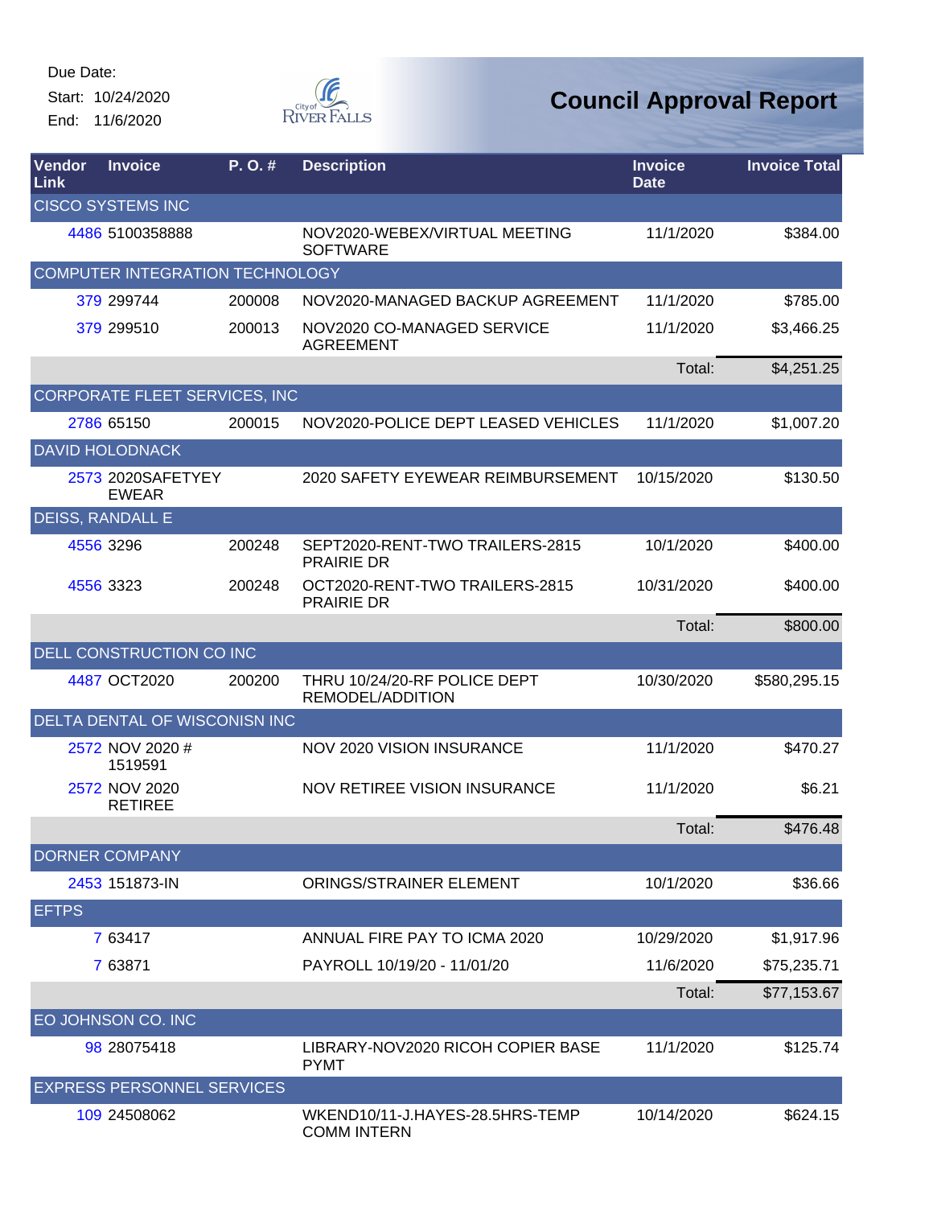Due Date:
Start: 10/24/2020
End: 11/6/2020

# Council Approval Report

| Vendor Link | Invoice | P. O. # | Description | Invoice Date | Invoice Total |
|---|---|---|---|---|---|
| CISCO SYSTEMS INC | | | | | |
| 4486 | 5100358888 | | NOV2020-WEBEX/VIRTUAL MEETING SOFTWARE | 11/1/2020 | $384.00 |
| COMPUTER INTEGRATION TECHNOLOGY | | | | | |
| 379 | 299744 | 200008 | NOV2020-MANAGED BACKUP AGREEMENT | 11/1/2020 | $785.00 |
| 379 | 299510 | 200013 | NOV2020 CO-MANAGED SERVICE AGREEMENT | 11/1/2020 | $3,466.25 |
| | | | | Total: | $4,251.25 |
| CORPORATE FLEET SERVICES, INC | | | | | |
| 2786 | 65150 | 200015 | NOV2020-POLICE DEPT LEASED VEHICLES | 11/1/2020 | $1,007.20 |
| DAVID HOLODNACK | | | | | |
| 2573 | 2020SAFETYEY EWEAR | | 2020 SAFETY EYEWEAR REIMBURSEMENT | 10/15/2020 | $130.50 |
| DEISS, RANDALL E | | | | | |
| 4556 | 3296 | 200248 | SEPT2020-RENT-TWO TRAILERS-2815 PRAIRIE DR | 10/1/2020 | $400.00 |
| 4556 | 3323 | 200248 | OCT2020-RENT-TWO TRAILERS-2815 PRAIRIE DR | 10/31/2020 | $400.00 |
| | | | | Total: | $800.00 |
| DELL CONSTRUCTION CO INC | | | | | |
| 4487 | OCT2020 | 200200 | THRU 10/24/20-RF POLICE DEPT REMODEL/ADDITION | 10/30/2020 | $580,295.15 |
| DELTA DENTAL OF WISCONISN INC | | | | | |
| 2572 | NOV 2020 # 1519591 | | NOV 2020 VISION INSURANCE | 11/1/2020 | $470.27 |
| 2572 | NOV 2020 RETIREE | | NOV RETIREE VISION INSURANCE | 11/1/2020 | $6.21 |
| | | | | Total: | $476.48 |
| DORNER COMPANY | | | | | |
| 2453 | 151873-IN | | ORINGS/STRAINER ELEMENT | 10/1/2020 | $36.66 |
| EFTPS | | | | | |
| 7 | 63417 | | ANNUAL FIRE PAY TO ICMA 2020 | 10/29/2020 | $1,917.96 |
| 7 | 63871 | | PAYROLL 10/19/20 - 11/01/20 | 11/6/2020 | $75,235.71 |
| | | | | Total: | $77,153.67 |
| EO JOHNSON CO. INC | | | | | |
| 98 | 28075418 | | LIBRARY-NOV2020 RICOH COPIER BASE PYMT | 11/1/2020 | $125.74 |
| EXPRESS PERSONNEL SERVICES | | | | | |
| 109 | 24508062 | | WKEND10/11-J.HAYES-28.5HRS-TEMP COMM INTERN | 10/14/2020 | $624.15 |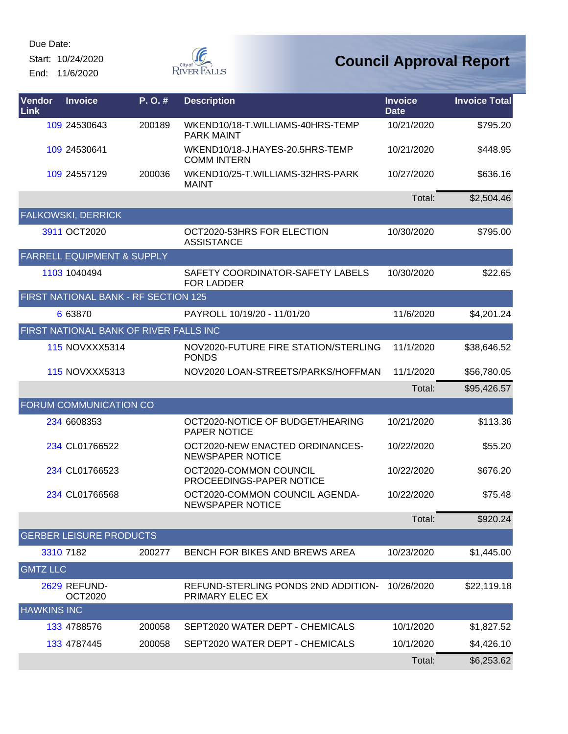Due Date:

Start: 10/24/2020

End: 11/6/2020

# Council Approval Report

| Vendor Link | Invoice | P. O. # | Description | Invoice Date | Invoice Total |
|---|---|---|---|---|---|
| 109 | 24530643 | 200189 | WKEND10/18-T.WILLIAMS-40HRS-TEMP PARK MAINT | 10/21/2020 | $795.20 |
| 109 | 24530641 | | WKEND10/18-J.HAYES-20.5HRS-TEMP COMM INTERN | 10/21/2020 | $448.95 |
| 109 | 24557129 | 200036 | WKEND10/25-T.WILLIAMS-32HRS-PARK MAINT | 10/27/2020 | $636.16 |
| | | | | Total: | $2,504.46 |
| FALKOWSKI, DERRICK | | | | | |
| 3911 | OCT2020 | | OCT2020-53HRS FOR ELECTION ASSISTANCE | 10/30/2020 | $795.00 |
| FARRELL EQUIPMENT & SUPPLY | | | | | |
| 1103 | 1040469 | | SAFETY COORDINATOR-SAFETY LABELS FOR LADDER | 10/30/2020 | $22.65 |
| FIRST NATIONAL BANK - RF SECTION 125 | | | | | |
| 6 | 63870 | | PAYROLL 10/19/20 - 11/01/20 | 11/6/2020 | $4,201.24 |
| FIRST NATIONAL BANK OF RIVER FALLS INC | | | | | |
| 115 | NOVXXX5314 | | NOV2020-FUTURE FIRE STATION/STERLING PONDS | 11/1/2020 | $38,646.52 |
| 115 | NOVXXX5313 | | NOV2020 LOAN-STREETS/PARKS/HOFFMAN | 11/1/2020 | $56,780.05 |
| | | | | Total: | $95,426.57 |
| FORUM COMMUNICATION CO | | | | | |
| 234 | 6608353 | | OCT2020-NOTICE OF BUDGET/HEARING PAPER NOTICE | 10/21/2020 | $113.36 |
| 234 | CL01766522 | | OCT2020-NEW ENACTED ORDINANCES-NEWSPAPER NOTICE | 10/22/2020 | $55.20 |
| 234 | CL01766523 | | OCT2020-COMMON COUNCIL PROCEEDINGS-PAPER NOTICE | 10/22/2020 | $676.20 |
| 234 | CL01766568 | | OCT2020-COMMON COUNCIL AGENDA-NEWSPAPER NOTICE | 10/22/2020 | $75.48 |
| | | | | Total: | $920.24 |
| GERBER LEISURE PRODUCTS | | | | | |
| 3310 | 7182 | 200277 | BENCH FOR BIKES AND BREWS AREA | 10/23/2020 | $1,445.00 |
| GMTZ LLC | | | | | |
| 2629 | REFUND-OCT2020 | | REFUND-STERLING PONDS 2ND ADDITION-PRIMARY ELEC EX | 10/26/2020 | $22,119.18 |
| HAWKINS INC | | | | | |
| 133 | 4788576 | 200058 | SEPT2020 WATER DEPT - CHEMICALS | 10/1/2020 | $1,827.52 |
| 133 | 4787445 | 200058 | SEPT2020 WATER DEPT - CHEMICALS | 10/1/2020 | $4,426.10 |
| | | | | Total: | $6,253.62 |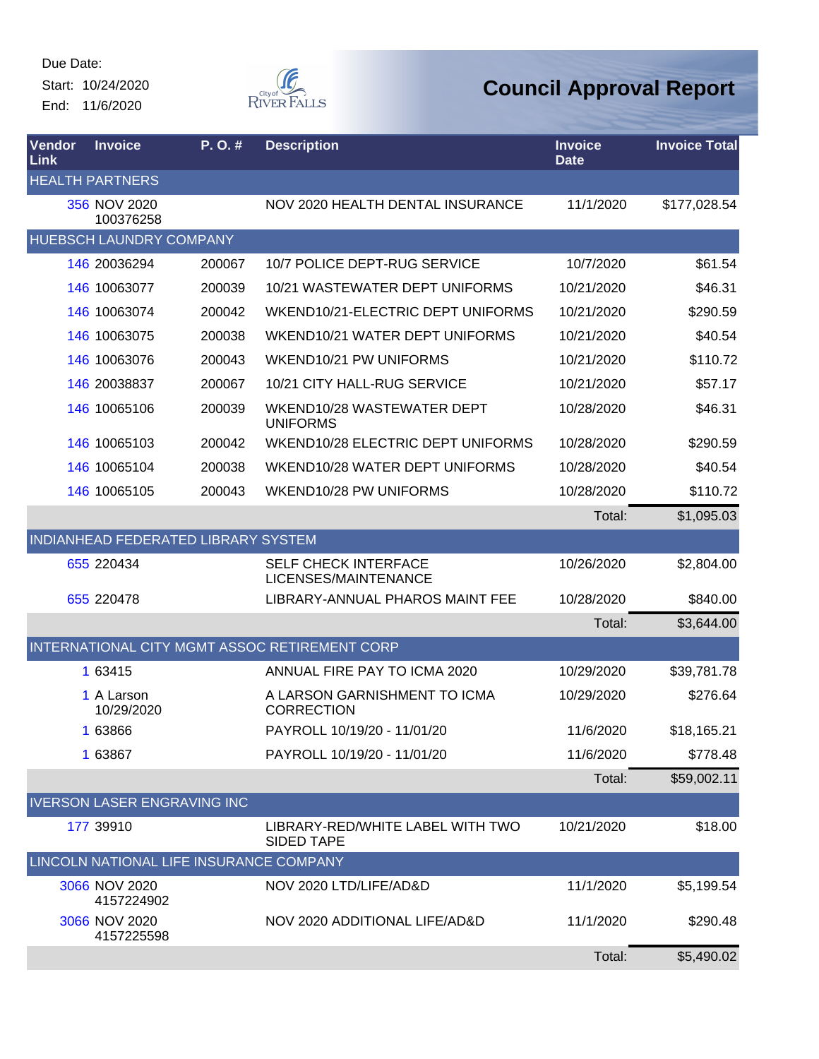Due Date:
Start: 10/24/2020
End: 11/6/2020

# Council Approval Report

| Vendor Link | Invoice | P. O. # | Description | Invoice Date | Invoice Total |
|---|---|---|---|---|---|
| HEALTH PARTNERS | | | | | |
| 356 | NOV 2020 100376258 | | NOV 2020 HEALTH DENTAL INSURANCE | 11/1/2020 | $177,028.54 |
| HUEBSCH LAUNDRY COMPANY | | | | | |
| 146 | 20036294 | 200067 | 10/7 POLICE DEPT-RUG SERVICE | 10/7/2020 | $61.54 |
| 146 | 10063077 | 200039 | 10/21 WASTEWATER DEPT UNIFORMS | 10/21/2020 | $46.31 |
| 146 | 10063074 | 200042 | WKEND10/21-ELECTRIC DEPT UNIFORMS | 10/21/2020 | $290.59 |
| 146 | 10063075 | 200038 | WKEND10/21 WATER DEPT UNIFORMS | 10/21/2020 | $40.54 |
| 146 | 10063076 | 200043 | WKEND10/21 PW UNIFORMS | 10/21/2020 | $110.72 |
| 146 | 20038837 | 200067 | 10/21 CITY HALL-RUG SERVICE | 10/21/2020 | $57.17 |
| 146 | 10065106 | 200039 | WKEND10/28 WASTEWATER DEPT UNIFORMS | 10/28/2020 | $46.31 |
| 146 | 10065103 | 200042 | WKEND10/28 ELECTRIC DEPT UNIFORMS | 10/28/2020 | $290.59 |
| 146 | 10065104 | 200038 | WKEND10/28 WATER DEPT UNIFORMS | 10/28/2020 | $40.54 |
| 146 | 10065105 | 200043 | WKEND10/28 PW UNIFORMS | 10/28/2020 | $110.72 |
| | | | | Total: | $1,095.03 |
| INDIANHEAD FEDERATED LIBRARY SYSTEM | | | | | |
| 655 | 220434 | | SELF CHECK INTERFACE LICENSES/MAINTENANCE | 10/26/2020 | $2,804.00 |
| 655 | 220478 | | LIBRARY-ANNUAL PHAROS MAINT FEE | 10/28/2020 | $840.00 |
| | | | | Total: | $3,644.00 |
| INTERNATIONAL CITY MGMT ASSOC RETIREMENT CORP | | | | | |
| 1 | 63415 | | ANNUAL FIRE PAY TO ICMA 2020 | 10/29/2020 | $39,781.78 |
| 1 | A Larson 10/29/2020 | | A LARSON GARNISHMENT TO ICMA CORRECTION | 10/29/2020 | $276.64 |
| 1 | 63866 | | PAYROLL 10/19/20 - 11/01/20 | 11/6/2020 | $18,165.21 |
| 1 | 63867 | | PAYROLL 10/19/20 - 11/01/20 | 11/6/2020 | $778.48 |
| | | | | Total: | $59,002.11 |
| IVERSON LASER ENGRAVING INC | | | | | |
| 177 | 39910 | | LIBRARY-RED/WHITE LABEL WITH TWO SIDED TAPE | 10/21/2020 | $18.00 |
| LINCOLN NATIONAL LIFE INSURANCE COMPANY | | | | | |
| 3066 | NOV 2020 4157224902 | | NOV 2020 LTD/LIFE/AD&D | 11/1/2020 | $5,199.54 |
| 3066 | NOV 2020 4157225598 | | NOV 2020 ADDITIONAL LIFE/AD&D | 11/1/2020 | $290.48 |
| | | | | Total: | $5,490.02 |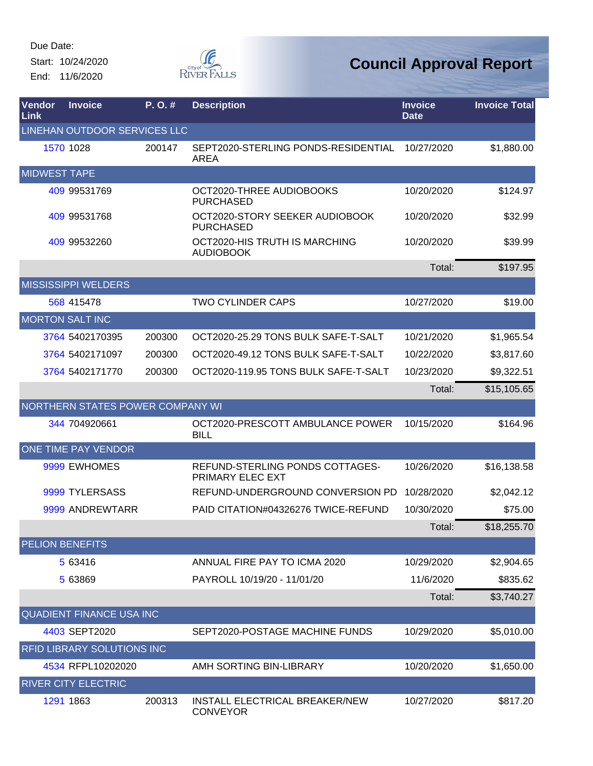Due Date:

Start: 10/24/2020

End: 11/6/2020

# Council Approval Report

| Vendor Link | Invoice | P. O. # | Description | Invoice Date | Invoice Total |
|---|---|---|---|---|---|
| LINEHAN OUTDOOR SERVICES LLC | | | | | |
| 1570 | 1028 | 200147 | SEPT2020-STERLING PONDS-RESIDENTIAL AREA | 10/27/2020 | $1,880.00 |
| MIDWEST TAPE | | | | | |
| 409 | 99531769 | | OCT2020-THREE AUDIOBOOKS PURCHASED | 10/20/2020 | $124.97 |
| 409 | 99531768 | | OCT2020-STORY SEEKER AUDIOBOOK PURCHASED | 10/20/2020 | $32.99 |
| 409 | 99532260 | | OCT2020-HIS TRUTH IS MARCHING AUDIOBOOK | 10/20/2020 | $39.99 |
| | | | | Total: | $197.95 |
| MISSISSIPPI WELDERS | | | | | |
| 568 | 415478 | | TWO CYLINDER CAPS | 10/27/2020 | $19.00 |
| MORTON SALT INC | | | | | |
| 3764 | 5402170395 | 200300 | OCT2020-25.29 TONS BULK SAFE-T-SALT | 10/21/2020 | $1,965.54 |
| 3764 | 5402171097 | 200300 | OCT2020-49.12 TONS BULK SAFE-T-SALT | 10/22/2020 | $3,817.60 |
| 3764 | 5402171770 | 200300 | OCT2020-119.95 TONS BULK SAFE-T-SALT | 10/23/2020 | $9,322.51 |
| | | | | Total: | $15,105.65 |
| NORTHERN STATES POWER COMPANY WI | | | | | |
| 344 | 704920661 | | OCT2020-PRESCOTT AMBULANCE POWER BILL | 10/15/2020 | $164.96 |
| ONE TIME PAY VENDOR | | | | | |
| 9999 | EWHOMES | | REFUND-STERLING PONDS COTTAGES-PRIMARY ELEC EXT | 10/26/2020 | $16,138.58 |
| 9999 | TYLERSASS | | REFUND-UNDERGROUND CONVERSION PD | 10/28/2020 | $2,042.12 |
| 9999 | ANDREWTARR | | PAID CITATION#04326276 TWICE-REFUND | 10/30/2020 | $75.00 |
| | | | | Total: | $18,255.70 |
| PELION BENEFITS | | | | | |
| 5 | 63416 | | ANNUAL FIRE PAY TO ICMA 2020 | 10/29/2020 | $2,904.65 |
| 5 | 63869 | | PAYROLL 10/19/20 - 11/01/20 | 11/6/2020 | $835.62 |
| | | | | Total: | $3,740.27 |
| QUADIENT FINANCE USA INC | | | | | |
| 4403 | SEPT2020 | | SEPT2020-POSTAGE MACHINE FUNDS | 10/29/2020 | $5,010.00 |
| RFID LIBRARY SOLUTIONS INC | | | | | |
| 4534 | RFPL10202020 | | AMH SORTING BIN-LIBRARY | 10/20/2020 | $1,650.00 |
| RIVER CITY ELECTRIC | | | | | |
| 1291 | 1863 | 200313 | INSTALL ELECTRICAL BREAKER/NEW CONVEYOR | 10/27/2020 | $817.20 |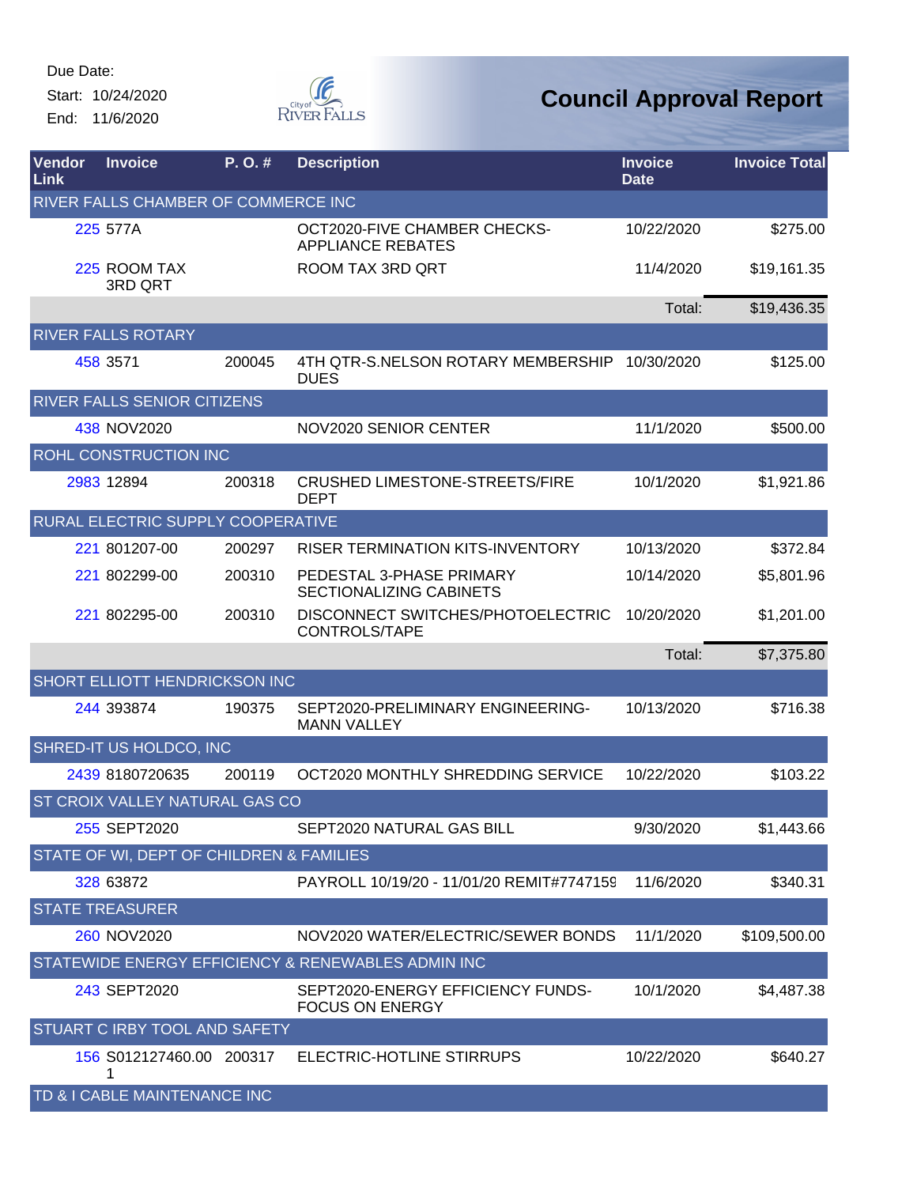Due Date:

Start: 10/24/2020

End: 11/6/2020

# Council Approval Report

| Vendor Link | Invoice | P. O. # | Description | Invoice Date | Invoice Total |
|---|---|---|---|---|---|
| RIVER FALLS CHAMBER OF COMMERCE INC | | | | | |
| 225 | 577A | | OCT2020-FIVE CHAMBER CHECKS-APPLIANCE REBATES | 10/22/2020 | $275.00 |
| 225 | ROOM TAX 3RD QRT | | ROOM TAX 3RD QRT | 11/4/2020 | $19,161.35 |
| | | | | Total: | $19,436.35 |
| RIVER FALLS ROTARY | | | | | |
| 458 | 3571 | 200045 | 4TH QTR-S.NELSON ROTARY MEMBERSHIP DUES | 10/30/2020 | $125.00 |
| RIVER FALLS SENIOR CITIZENS | | | | | |
| 438 | NOV2020 | | NOV2020 SENIOR CENTER | 11/1/2020 | $500.00 |
| ROHL CONSTRUCTION INC | | | | | |
| 2983 | 12894 | 200318 | CRUSHED LIMESTONE-STREETS/FIRE DEPT | 10/1/2020 | $1,921.86 |
| RURAL ELECTRIC SUPPLY COOPERATIVE | | | | | |
| 221 | 801207-00 | 200297 | RISER TERMINATION KITS-INVENTORY | 10/13/2020 | $372.84 |
| 221 | 802299-00 | 200310 | PEDESTAL 3-PHASE PRIMARY SECTIONALIZING CABINETS | 10/14/2020 | $5,801.96 |
| 221 | 802295-00 | 200310 | DISCONNECT SWITCHES/PHOTOELECTRIC CONTROLS/TAPE | 10/20/2020 | $1,201.00 |
| | | | | Total: | $7,375.80 |
| SHORT ELLIOTT HENDRICKSON INC | | | | | |
| 244 | 393874 | 190375 | SEPT2020-PRELIMINARY ENGINEERING-MANN VALLEY | 10/13/2020 | $716.38 |
| SHRED-IT US HOLDCO, INC | | | | | |
| 2439 | 8180720635 | 200119 | OCT2020 MONTHLY SHREDDING SERVICE | 10/22/2020 | $103.22 |
| ST CROIX VALLEY NATURAL GAS CO | | | | | |
| 255 | SEPT2020 | | SEPT2020 NATURAL GAS BILL | 9/30/2020 | $1,443.66 |
| STATE OF WI, DEPT OF CHILDREN & FAMILIES | | | | | |
| 328 | 63872 | | PAYROLL 10/19/20 - 11/01/20 REMIT#7747159 | 11/6/2020 | $340.31 |
| STATE TREASURER | | | | | |
| 260 | NOV2020 | | NOV2020 WATER/ELECTRIC/SEWER BONDS | 11/1/2020 | $109,500.00 |
| STATEWIDE ENERGY EFFICIENCY & RENEWABLES ADMIN INC | | | | | |
| 243 | SEPT2020 | | SEPT2020-ENERGY EFFICIENCY FUNDS-FOCUS ON ENERGY | 10/1/2020 | $4,487.38 |
| STUART C IRBY TOOL AND SAFETY | | | | | |
| 156 | S012127460.001 | 200317 | ELECTRIC-HOTLINE STIRRUPS | 10/22/2020 | $640.27 |
| TD & I CABLE MAINTENANCE INC | | | | | |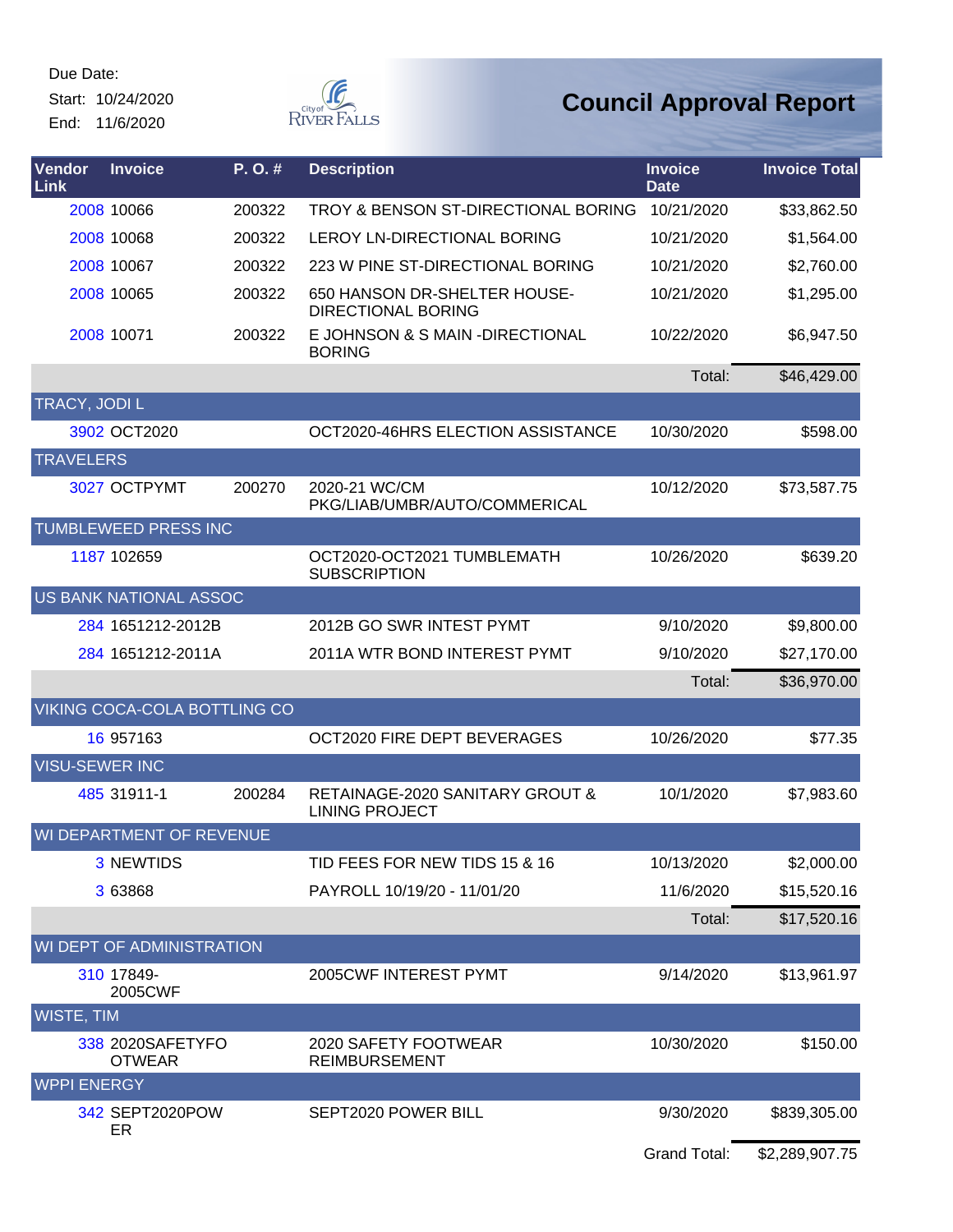Due Date:

Start: 10/24/2020

End: 11/6/2020

# Council Approval Report

| Vendor Link | Invoice | P. O. # | Description | Invoice Date | Invoice Total |
|---|---|---|---|---|---|
| 2008 | 10066 | 200322 | TROY & BENSON ST-DIRECTIONAL BORING | 10/21/2020 | $33,862.50 |
| 2008 | 10068 | 200322 | LEROY LN-DIRECTIONAL BORING | 10/21/2020 | $1,564.00 |
| 2008 | 10067 | 200322 | 223 W PINE ST-DIRECTIONAL BORING | 10/21/2020 | $2,760.00 |
| 2008 | 10065 | 200322 | 650 HANSON DR-SHELTER HOUSE-DIRECTIONAL BORING | 10/21/2020 | $1,295.00 |
| 2008 | 10071 | 200322 | E JOHNSON & S MAIN -DIRECTIONAL BORING | 10/22/2020 | $6,947.50 |
| | | | | Total: | $46,429.00 |
| TRACY, JODI L | | | | | |
| 3902 | OCT2020 | | OCT2020-46HRS ELECTION ASSISTANCE | 10/30/2020 | $598.00 |
| TRAVELERS | | | | | |
| 3027 | OCTPYMT | 200270 | 2020-21 WC/CM PKG/LIAB/UMBR/AUTO/COMMERICAL | 10/12/2020 | $73,587.75 |
| TUMBLEWEED PRESS INC | | | | | |
| 1187 | 102659 | | OCT2020-OCT2021 TUMBLEMATH SUBSCRIPTION | 10/26/2020 | $639.20 |
| US BANK NATIONAL ASSOC | | | | | |
| 284 | 1651212-2012B | | 2012B GO SWR INTEST PYMT | 9/10/2020 | $9,800.00 |
| 284 | 1651212-2011A | | 2011A WTR BOND INTEREST PYMT | 9/10/2020 | $27,170.00 |
| | | | | Total: | $36,970.00 |
| VIKING COCA-COLA BOTTLING CO | | | | | |
| 16 | 957163 | | OCT2020 FIRE DEPT BEVERAGES | 10/26/2020 | $77.35 |
| VISU-SEWER INC | | | | | |
| 485 | 31911-1 | 200284 | RETAINAGE-2020 SANITARY GROUT & LINING PROJECT | 10/1/2020 | $7,983.60 |
| WI DEPARTMENT OF REVENUE | | | | | |
| 3 | NEWTIDS | | TID FEES FOR NEW TIDS 15 & 16 | 10/13/2020 | $2,000.00 |
| 3 | 63868 | | PAYROLL 10/19/20 - 11/01/20 | 11/6/2020 | $15,520.16 |
| | | | | Total: | $17,520.16 |
| WI DEPT OF ADMINISTRATION | | | | | |
| 310 | 17849-2005CWF | | 2005CWF INTEREST PYMT | 9/14/2020 | $13,961.97 |
| WISTE, TIM | | | | | |
| 338 | 2020SAFETYFOOTWEAR | | 2020 SAFETY FOOTWEAR REIMBURSEMENT | 10/30/2020 | $150.00 |
| WPPI ENERGY | | | | | |
| 342 | SEPT2020POWER | | SEPT2020 POWER BILL | 9/30/2020 | $839,305.00 |
| | | | | Grand Total: | $2,289,907.75 |